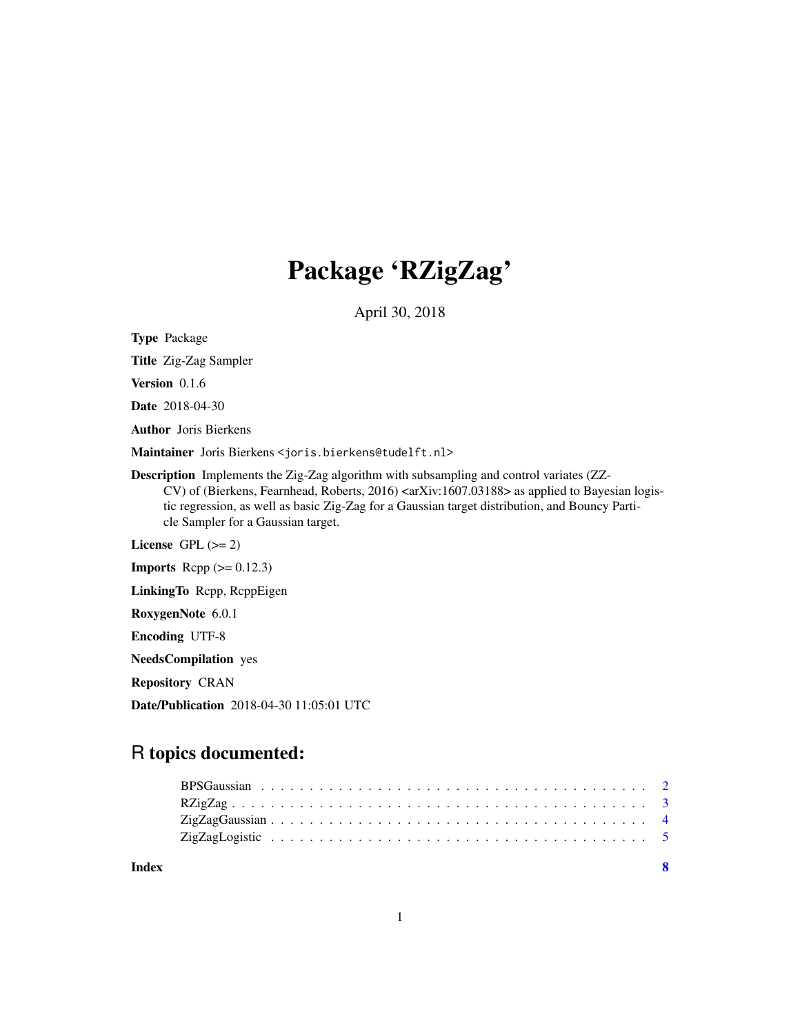# Package 'RZigZag'

April 30, 2018

**Type** Package

**Title** Zig-Zag Sampler

**Version** 0.1.6

**Date** 2018-04-30

**Author** Joris Bierkens

**Maintainer** Joris Bierkens <joris.bierkens@tudelft.nl>

**Description** Implements the Zig-Zag algorithm with subsampling and control variates (ZZ-CV) of (Bierkens, Fearnhead, Roberts, 2016) <arXiv:1607.03188> as applied to Bayesian logistic regression, as well as basic Zig-Zag for a Gaussian target distribution, and Bouncy Particle Sampler for a Gaussian target.

**License** GPL (>= 2)

**Imports** Rcpp (>= 0.12.3)

**LinkingTo** Rcpp, RcppEigen

**RoxygenNote** 6.0.1

**Encoding** UTF-8

**NeedsCompilation** yes

**Repository** CRAN

**Date/Publication** 2018-04-30 11:05:01 UTC

## R topics documented:

- BPSGaussian . . . . . . . . . . . . . . . . . . . . . . . . . . . . . . . . . . . . . . . 2
- RZigZag . . . . . . . . . . . . . . . . . . . . . . . . . . . . . . . . . . . . . . . . . 3
- ZigZagGaussian . . . . . . . . . . . . . . . . . . . . . . . . . . . . . . . . . . . . . 4
- ZigZagLogistic . . . . . . . . . . . . . . . . . . . . . . . . . . . . . . . . . . . . . 5

**Index** **8**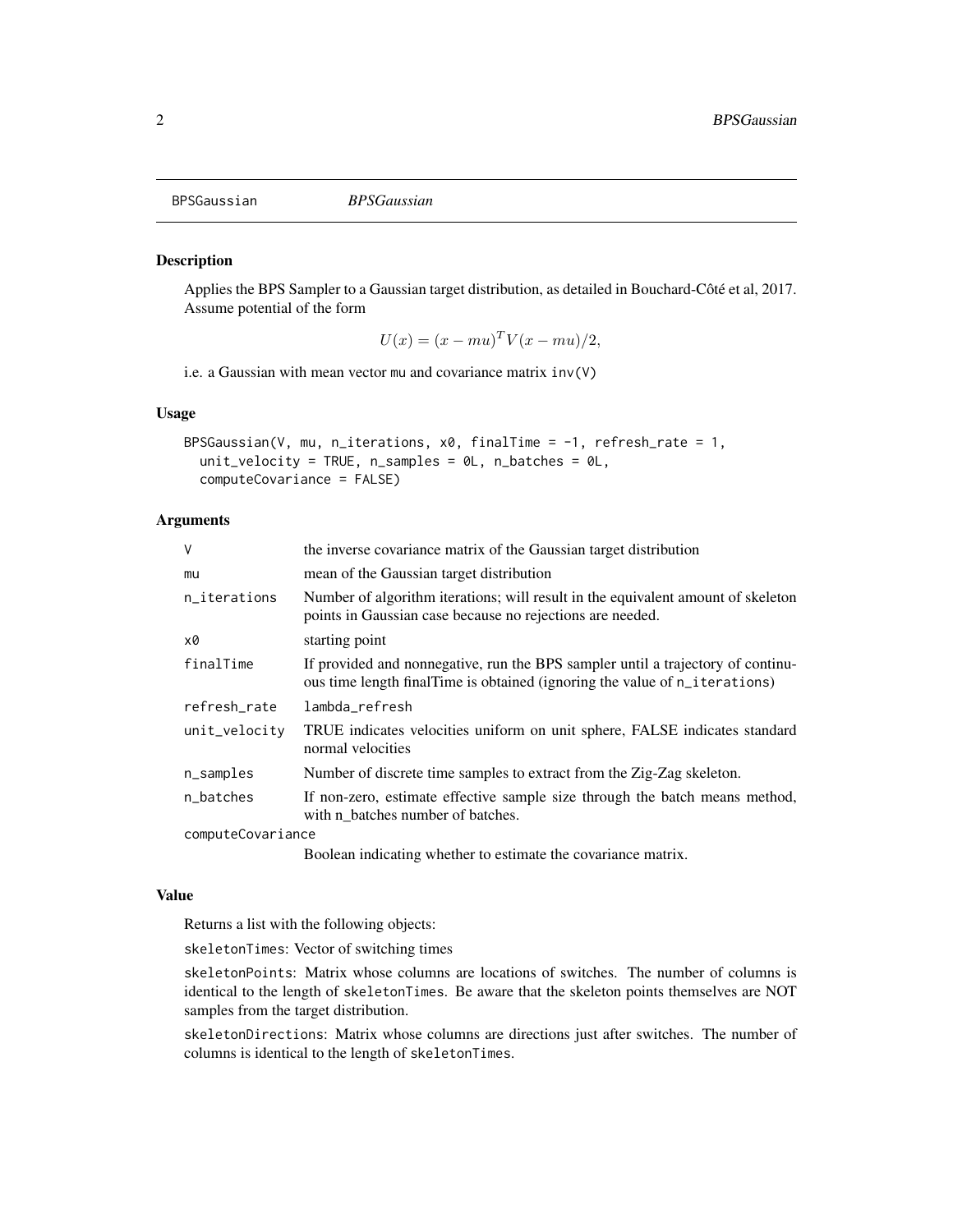## BPSGaussian *BPSGaussian*

### Description

Applies the BPS Sampler to a Gaussian target distribution, as detailed in Bouchard-Côté et al, 2017. Assume potential of the form

$$U(x) = (x - mu)^T V(x - mu)/2,$$

i.e. a Gaussian with mean vector mu and covariance matrix inv(V)

### Usage

```
BPSGaussian(V, mu, n_iterations, x0, finalTime = -1, refresh_rate = 1,
  unit_velocity = TRUE, n_samples = 0L, n_batches = 0L,
  computeCovariance = FALSE)
```

### Arguments

| | |
|---|---|
| V | the inverse covariance matrix of the Gaussian target distribution |
| mu | mean of the Gaussian target distribution |
| n_iterations | Number of algorithm iterations; will result in the equivalent amount of skeleton points in Gaussian case because no rejections are needed. |
| x0 | starting point |
| finalTime | If provided and nonnegative, run the BPS sampler until a trajectory of continuous time length finalTime is obtained (ignoring the value of n_iterations) |
| refresh_rate | lambda_refresh |
| unit_velocity | TRUE indicates velocities uniform on unit sphere, FALSE indicates standard normal velocities |
| n_samples | Number of discrete time samples to extract from the Zig-Zag skeleton. |
| n_batches | If non-zero, estimate effective sample size through the batch means method, with n_batches number of batches. |
| computeCovariance | Boolean indicating whether to estimate the covariance matrix. |

### Value

Returns a list with the following objects:

skeletonTimes: Vector of switching times

skeletonPoints: Matrix whose columns are locations of switches. The number of columns is identical to the length of skeletonTimes. Be aware that the skeleton points themselves are NOT samples from the target distribution.

skeletonDirections: Matrix whose columns are directions just after switches. The number of columns is identical to the length of skeletonTimes.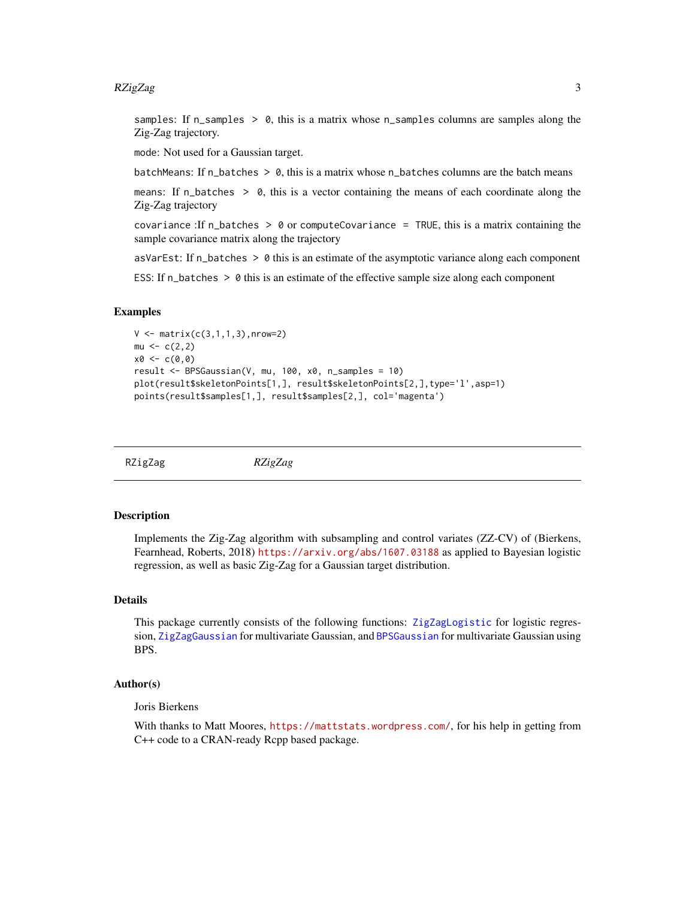samples: If n_samples > 0, this is a matrix whose n_samples columns are samples along the Zig-Zag trajectory.

mode: Not used for a Gaussian target.

batchMeans: If n_batches > 0, this is a matrix whose n_batches columns are the batch means

means: If n_batches > 0, this is a vector containing the means of each coordinate along the Zig-Zag trajectory

covariance :If n_batches > 0 or computeCovariance = TRUE, this is a matrix containing the sample covariance matrix along the trajectory

asVarEst: If n_batches > 0 this is an estimate of the asymptotic variance along each component

ESS: If n_batches > 0 this is an estimate of the effective sample size along each component

### Examples

```
V <- matrix(c(3,1,1,3),nrow=2)
mu <- c(2,2)
x0 <- c(0,0)
result <- BPSGaussian(V, mu, 100, x0, n_samples = 10)
plot(result$skeletonPoints[1,], result$skeletonPoints[2,],type='l',asp=1)
points(result$samples[1,], result$samples[2,], col='magenta')
```

---

## RZigZag *RZigZag*

---

### Description

Implements the Zig-Zag algorithm with subsampling and control variates (ZZ-CV) of (Bierkens, Fearnhead, Roberts, 2018) https://arxiv.org/abs/1607.03188 as applied to Bayesian logistic regression, as well as basic Zig-Zag for a Gaussian target distribution.

### Details

This package currently consists of the following functions: ZigZagLogistic for logistic regression, ZigZagGaussian for multivariate Gaussian, and BPSGaussian for multivariate Gaussian using BPS.

### Author(s)

Joris Bierkens

With thanks to Matt Moores, https://mattstats.wordpress.com/, for his help in getting from C++ code to a CRAN-ready Rcpp based package.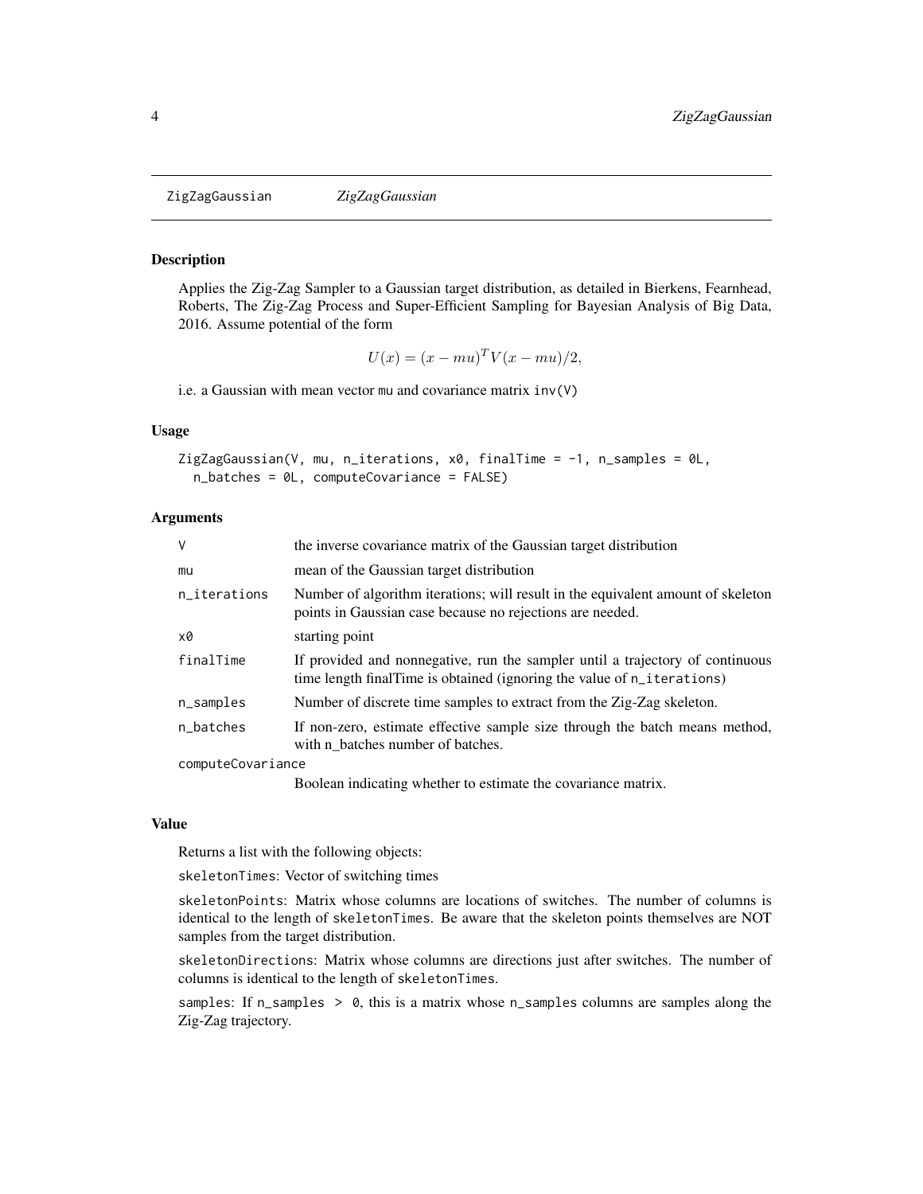ZigZagGaussian *ZigZagGaussian*

### Description

Applies the Zig-Zag Sampler to a Gaussian target distribution, as detailed in Bierkens, Fearnhead, Roberts, The Zig-Zag Process and Super-Efficient Sampling for Bayesian Analysis of Big Data, 2016. Assume potential of the form

$$U(x) = (x - mu)^T V (x - mu)/2,$$

i.e. a Gaussian with mean vector `mu` and covariance matrix `inv(V)`

### Usage

```
ZigZagGaussian(V, mu, n_iterations, x0, finalTime = -1, n_samples = 0L,
  n_batches = 0L, computeCovariance = FALSE)
```

### Arguments

| | |
|---|---|
| `V` | the inverse covariance matrix of the Gaussian target distribution |
| `mu` | mean of the Gaussian target distribution |
| `n_iterations` | Number of algorithm iterations; will result in the equivalent amount of skeleton points in Gaussian case because no rejections are needed. |
| `x0` | starting point |
| `finalTime` | If provided and nonnegative, run the sampler until a trajectory of continuous time length finalTime is obtained (ignoring the value of `n_iterations`) |
| `n_samples` | Number of discrete time samples to extract from the Zig-Zag skeleton. |
| `n_batches` | If non-zero, estimate effective sample size through the batch means method, with n_batches number of batches. |
| `computeCovariance` | Boolean indicating whether to estimate the covariance matrix. |

### Value

Returns a list with the following objects:

`skeletonTimes`: Vector of switching times

`skeletonPoints`: Matrix whose columns are locations of switches. The number of columns is identical to the length of `skeletonTimes`. Be aware that the skeleton points themselves are NOT samples from the target distribution.

`skeletonDirections`: Matrix whose columns are directions just after switches. The number of columns is identical to the length of `skeletonTimes`.

`samples`: If `n_samples > 0`, this is a matrix whose `n_samples` columns are samples along the Zig-Zag trajectory.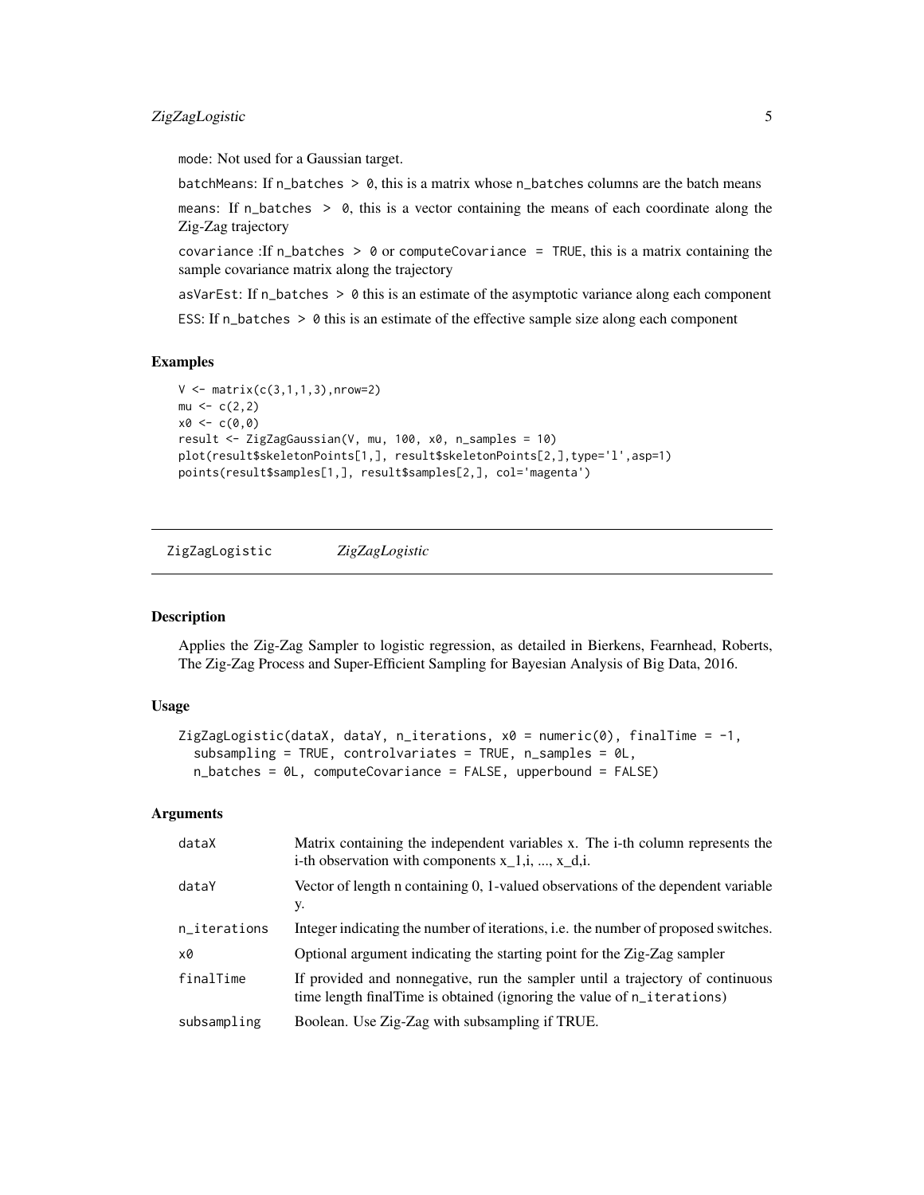mode: Not used for a Gaussian target.

batchMeans: If n_batches > 0, this is a matrix whose n_batches columns are the batch means

means: If n_batches > 0, this is a vector containing the means of each coordinate along the Zig-Zag trajectory

covariance :If n_batches > 0 or computeCovariance = TRUE, this is a matrix containing the sample covariance matrix along the trajectory

asVarEst: If n_batches > 0 this is an estimate of the asymptotic variance along each component

ESS: If n_batches > 0 this is an estimate of the effective sample size along each component

### Examples

```
V <- matrix(c(3,1,1,3),nrow=2)
mu <- c(2,2)
x0 <- c(0,0)
result <- ZigZagGaussian(V, mu, 100, x0, n_samples = 10)
plot(result$skeletonPoints[1,], result$skeletonPoints[2,],type='l',asp=1)
points(result$samples[1,], result$samples[2,], col='magenta')
```

## ZigZagLogistic *ZigZagLogistic*

### Description

Applies the Zig-Zag Sampler to logistic regression, as detailed in Bierkens, Fearnhead, Roberts, The Zig-Zag Process and Super-Efficient Sampling for Bayesian Analysis of Big Data, 2016.

### Usage

```
ZigZagLogistic(dataX, dataY, n_iterations, x0 = numeric(0), finalTime = -1,
  subsampling = TRUE, controlvariates = TRUE, n_samples = 0L,
  n_batches = 0L, computeCovariance = FALSE, upperbound = FALSE)
```

### Arguments

| | |
|---|---|
| dataX | Matrix containing the independent variables x. The i-th column represents the i-th observation with components x_1,i, ..., x_d,i. |
| dataY | Vector of length n containing 0, 1-valued observations of the dependent variable y. |
| n_iterations | Integer indicating the number of iterations, i.e. the number of proposed switches. |
| x0 | Optional argument indicating the starting point for the Zig-Zag sampler |
| finalTime | If provided and nonnegative, run the sampler until a trajectory of continuous time length finalTime is obtained (ignoring the value of n_iterations) |
| subsampling | Boolean. Use Zig-Zag with subsampling if TRUE. |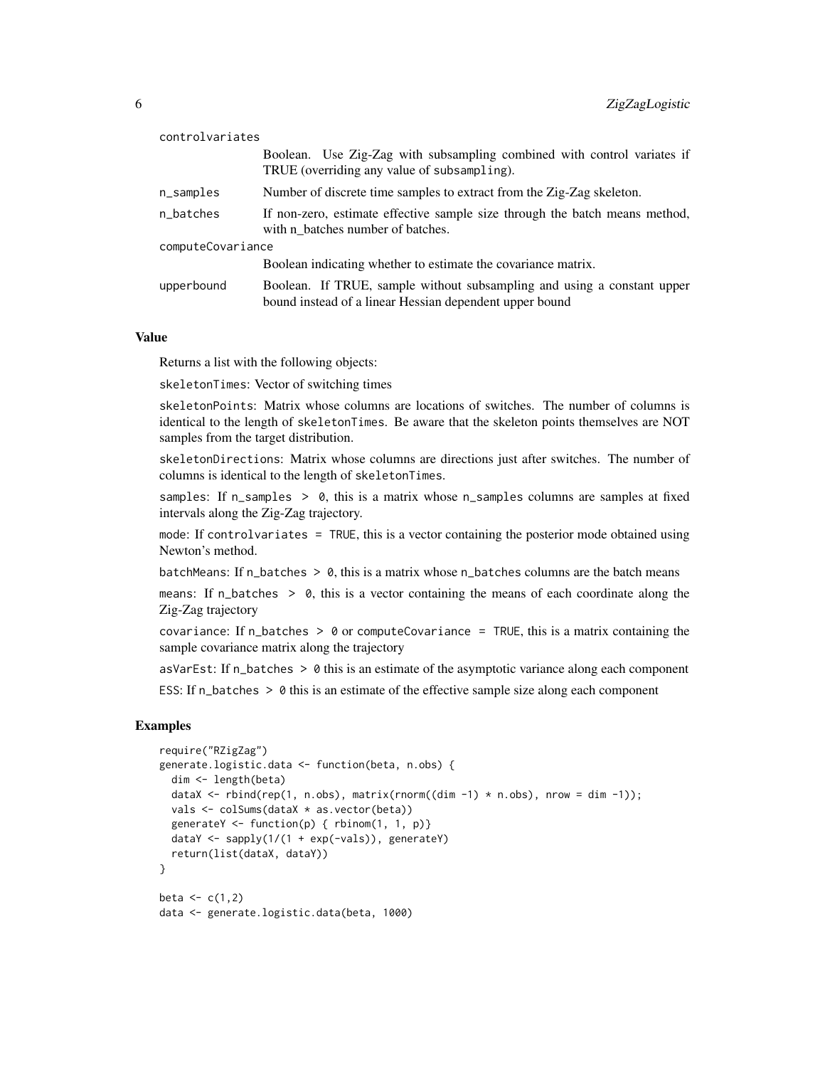| | |
|---|---|
| controlvariates | Boolean. Use Zig-Zag with subsampling combined with control variates if TRUE (overriding any value of subsampling). |
| n_samples | Number of discrete time samples to extract from the Zig-Zag skeleton. |
| n_batches | If non-zero, estimate effective sample size through the batch means method, with n_batches number of batches. |
| computeCovariance | Boolean indicating whether to estimate the covariance matrix. |
| upperbound | Boolean. If TRUE, sample without subsampling and using a constant upper bound instead of a linear Hessian dependent upper bound |

## Value

Returns a list with the following objects:

`skeletonTimes`: Vector of switching times

`skeletonPoints`: Matrix whose columns are locations of switches. The number of columns is identical to the length of `skeletonTimes`. Be aware that the skeleton points themselves are NOT samples from the target distribution.

`skeletonDirections`: Matrix whose columns are directions just after switches. The number of columns is identical to the length of `skeletonTimes`.

`samples`: If `n_samples > 0`, this is a matrix whose `n_samples` columns are samples at fixed intervals along the Zig-Zag trajectory.

`mode`: If `controlvariates = TRUE`, this is a vector containing the posterior mode obtained using Newton's method.

`batchMeans`: If `n_batches > 0`, this is a matrix whose `n_batches` columns are the batch means

`means`: If `n_batches > 0`, this is a vector containing the means of each coordinate along the Zig-Zag trajectory

`covariance`: If `n_batches > 0` or `computeCovariance = TRUE`, this is a matrix containing the sample covariance matrix along the trajectory

`asVarEst`: If `n_batches > 0` this is an estimate of the asymptotic variance along each component

`ESS`: If `n_batches > 0` this is an estimate of the effective sample size along each component

## Examples

```
require("RZigZag")
generate.logistic.data <- function(beta, n.obs) {
  dim <- length(beta)
  dataX <- rbind(rep(1, n.obs), matrix(rnorm((dim -1) * n.obs), nrow = dim -1));
  vals <- colSums(dataX * as.vector(beta))
  generateY <- function(p) { rbinom(1, 1, p)}
  dataY <- sapply(1/(1 + exp(-vals)), generateY)
  return(list(dataX, dataY))
}

beta <- c(1,2)
data <- generate.logistic.data(beta, 1000)
```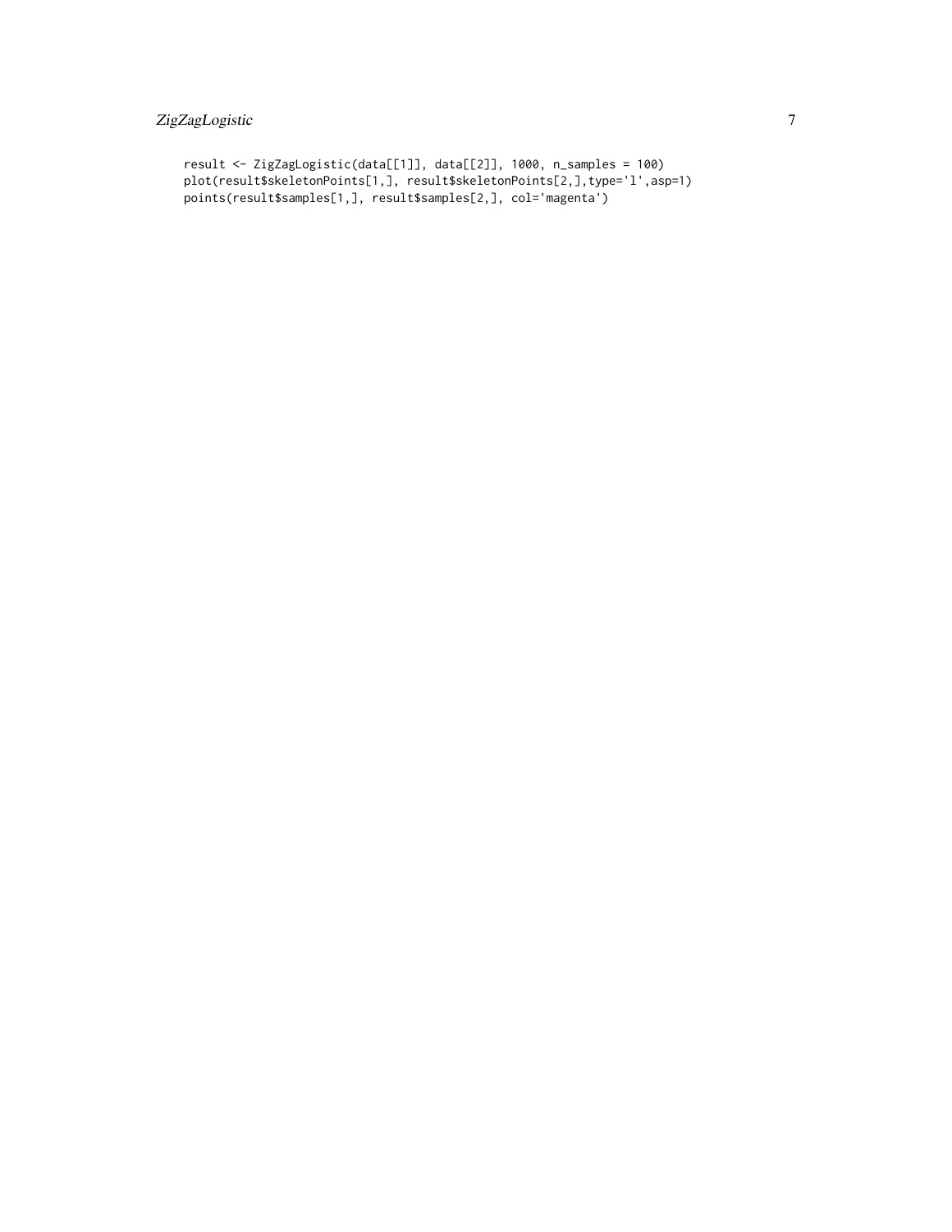```
result <- ZigZagLogistic(data[[1]], data[[2]], 1000, n_samples = 100)
plot(result$skeletonPoints[1,], result$skeletonPoints[2,],type='l',asp=1)
points(result$samples[1,], result$samples[2,], col='magenta')
```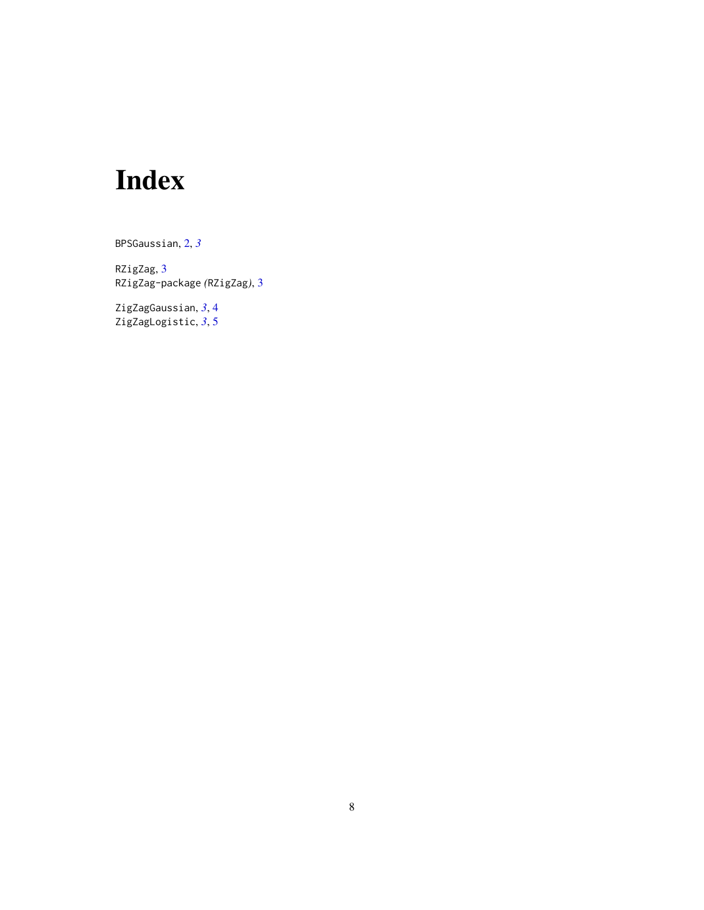# Index

BPSGaussian, 2, *3*

RZigZag, 3
RZigZag-package *(*RZigZag*)*, 3

ZigZagGaussian, *3*, 4
ZigZagLogistic, *3*, 5